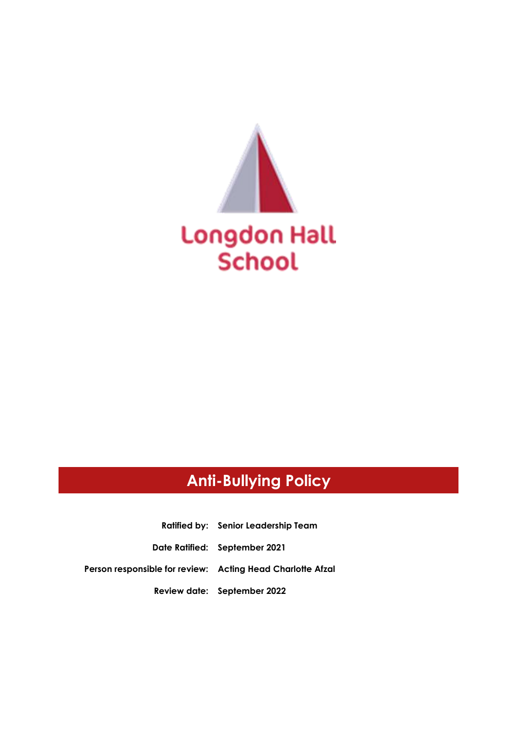Longdon Hall School

# Anti-Bullying Policy

| | |
|---|---|
| **Ratified by:** | **Senior Leadership Team** |
| **Date Ratified:** | **September 2021** |
| **Person responsible for review:** | **Acting Head Charlotte Afzal** |
| **Review date:** | **September 2022** |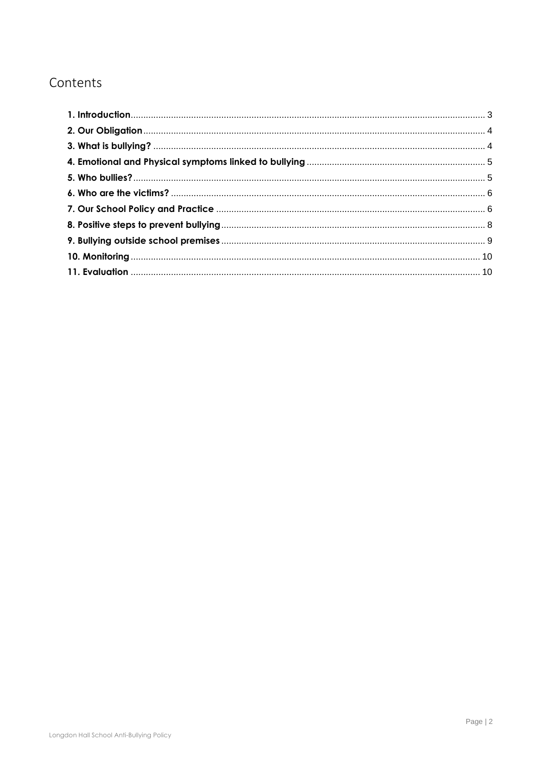## Contents

- **1. Introduction** .... 3
- **2. Our Obligation** .... 4
- **3. What is bullying?** .... 4
- **4. Emotional and Physical symptoms linked to bullying** .... 5
- **5. Who bullies?** .... 5
- **6. Who are the victims?** .... 6
- **7. Our School Policy and Practice** .... 6
- **8. Positive steps to prevent bullying** .... 8
- **9. Bullying outside school premises** .... 9
- **10. Monitoring** .... 10
- **11. Evaluation** .... 10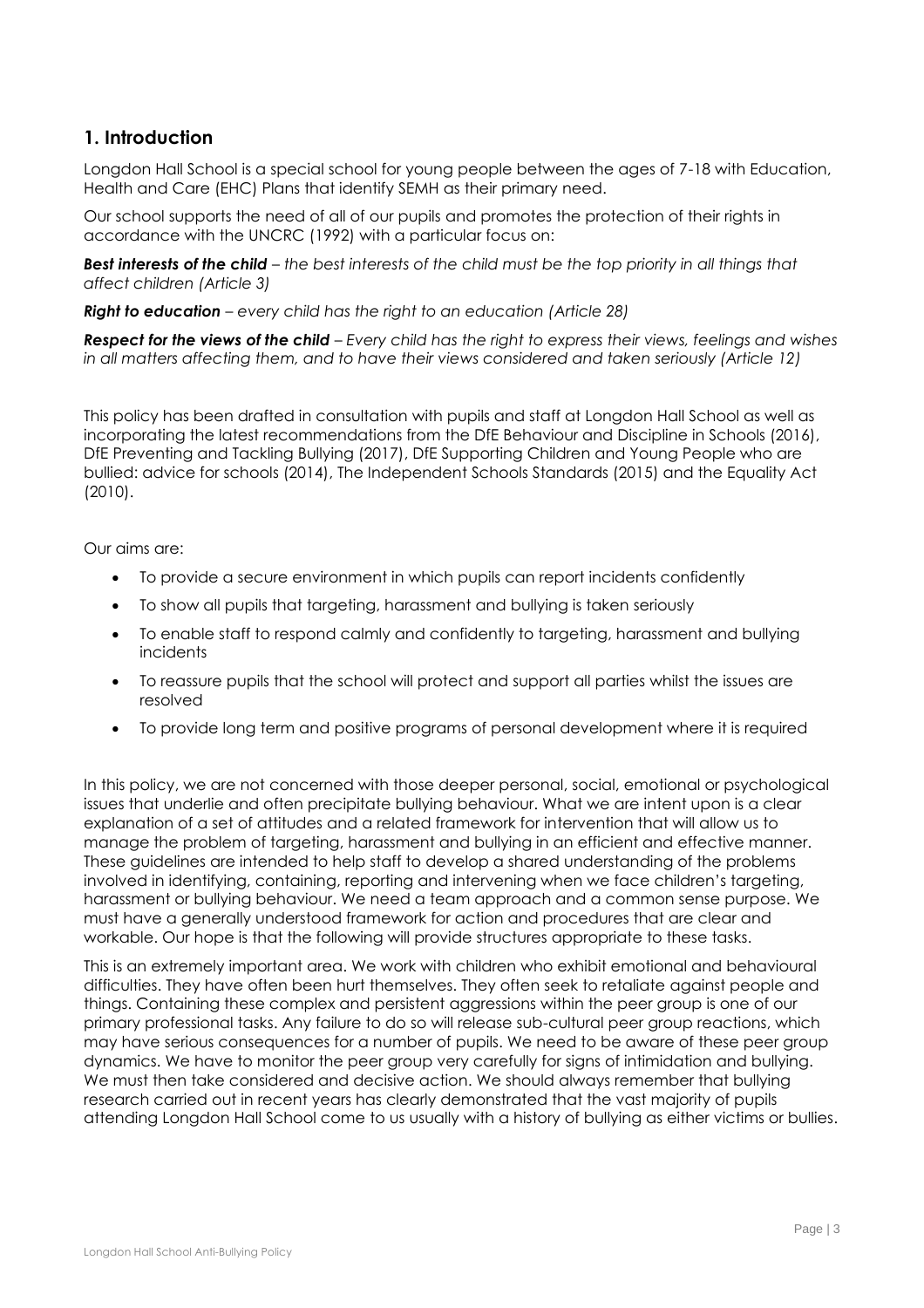## 1. Introduction

Longdon Hall School is a special school for young people between the ages of 7-18 with Education, Health and Care (EHC) Plans that identify SEMH as their primary need.

Our school supports the need of all of our pupils and promotes the protection of their rights in accordance with the UNCRC (1992) with a particular focus on:

***Best interests of the child*** *– the best interests of the child must be the top priority in all things that affect children (Article 3)*

***Right to education*** *– every child has the right to an education (Article 28)*

***Respect for the views of the child*** *– Every child has the right to express their views, feelings and wishes in all matters affecting them, and to have their views considered and taken seriously (Article 12)*

This policy has been drafted in consultation with pupils and staff at Longdon Hall School as well as incorporating the latest recommendations from the DfE Behaviour and Discipline in Schools (2016), DfE Preventing and Tackling Bullying (2017), DfE Supporting Children and Young People who are bullied: advice for schools (2014), The Independent Schools Standards (2015) and the Equality Act (2010).

Our aims are:

- To provide a secure environment in which pupils can report incidents confidently
- To show all pupils that targeting, harassment and bullying is taken seriously
- To enable staff to respond calmly and confidently to targeting, harassment and bullying incidents
- To reassure pupils that the school will protect and support all parties whilst the issues are resolved
- To provide long term and positive programs of personal development where it is required

In this policy, we are not concerned with those deeper personal, social, emotional or psychological issues that underlie and often precipitate bullying behaviour. What we are intent upon is a clear explanation of a set of attitudes and a related framework for intervention that will allow us to manage the problem of targeting, harassment and bullying in an efficient and effective manner. These guidelines are intended to help staff to develop a shared understanding of the problems involved in identifying, containing, reporting and intervening when we face children's targeting, harassment or bullying behaviour. We need a team approach and a common sense purpose. We must have a generally understood framework for action and procedures that are clear and workable. Our hope is that the following will provide structures appropriate to these tasks.

This is an extremely important area. We work with children who exhibit emotional and behavioural difficulties. They have often been hurt themselves. They often seek to retaliate against people and things. Containing these complex and persistent aggressions within the peer group is one of our primary professional tasks. Any failure to do so will release sub-cultural peer group reactions, which may have serious consequences for a number of pupils. We need to be aware of these peer group dynamics. We have to monitor the peer group very carefully for signs of intimidation and bullying. We must then take considered and decisive action. We should always remember that bullying research carried out in recent years has clearly demonstrated that the vast majority of pupils attending Longdon Hall School come to us usually with a history of bullying as either victims or bullies.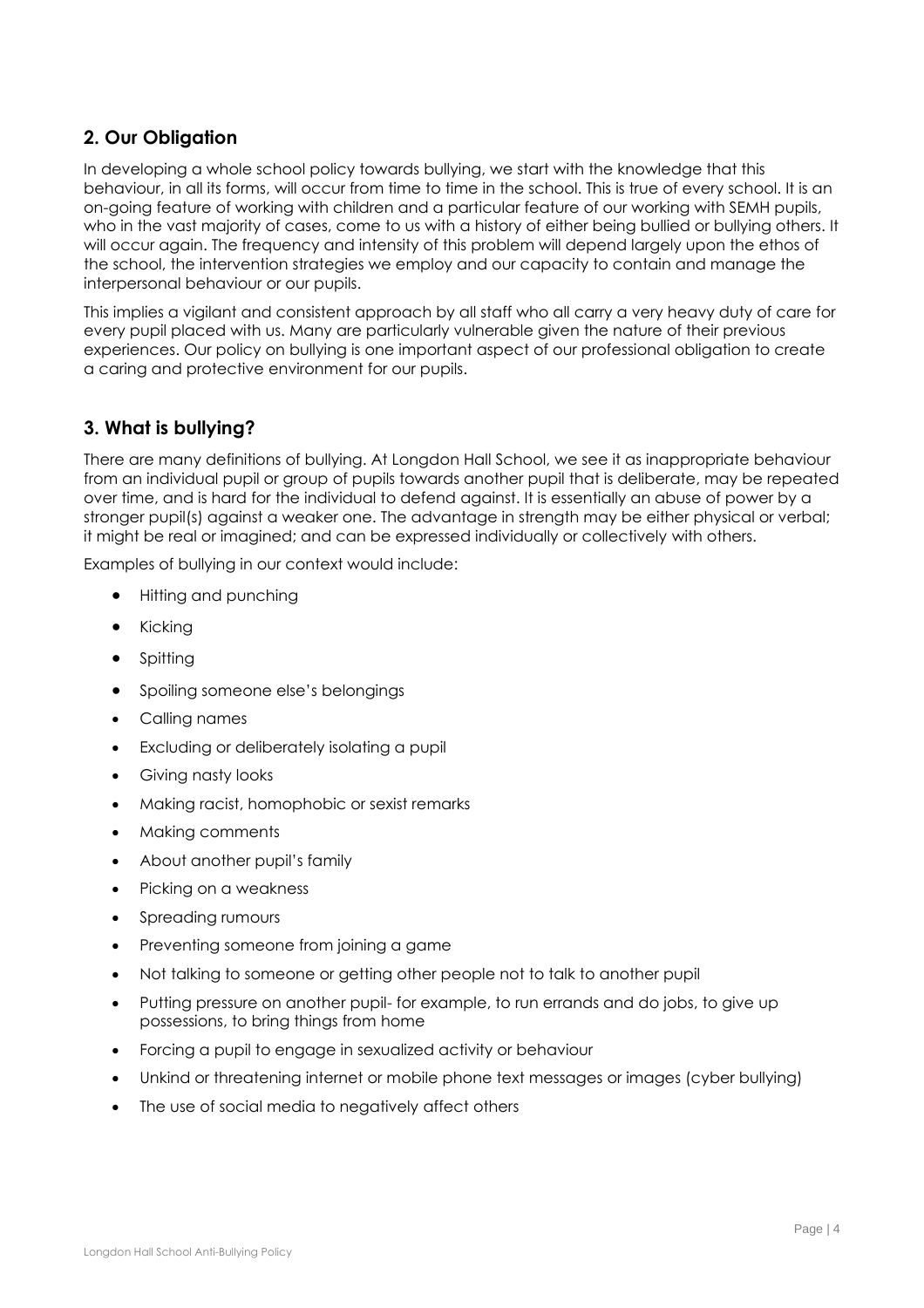## 2. Our Obligation

In developing a whole school policy towards bullying, we start with the knowledge that this behaviour, in all its forms, will occur from time to time in the school. This is true of every school. It is an on-going feature of working with children and a particular feature of our working with SEMH pupils, who in the vast majority of cases, come to us with a history of either being bullied or bullying others. It will occur again. The frequency and intensity of this problem will depend largely upon the ethos of the school, the intervention strategies we employ and our capacity to contain and manage the interpersonal behaviour or our pupils.

This implies a vigilant and consistent approach by all staff who all carry a very heavy duty of care for every pupil placed with us. Many are particularly vulnerable given the nature of their previous experiences. Our policy on bullying is one important aspect of our professional obligation to create a caring and protective environment for our pupils.

## 3. What is bullying?

There are many definitions of bullying. At Longdon Hall School, we see it as inappropriate behaviour from an individual pupil or group of pupils towards another pupil that is deliberate, may be repeated over time, and is hard for the individual to defend against. It is essentially an abuse of power by a stronger pupil(s) against a weaker one. The advantage in strength may be either physical or verbal; it might be real or imagined; and can be expressed individually or collectively with others.

Examples of bullying in our context would include:

- Hitting and punching
- Kicking
- Spitting
- Spoiling someone else's belongings
- Calling names
- Excluding or deliberately isolating a pupil
- Giving nasty looks
- Making racist, homophobic or sexist remarks
- Making comments
- About another pupil's family
- Picking on a weakness
- Spreading rumours
- Preventing someone from joining a game
- Not talking to someone or getting other people not to talk to another pupil
- Putting pressure on another pupil- for example, to run errands and do jobs, to give up possessions, to bring things from home
- Forcing a pupil to engage in sexualized activity or behaviour
- Unkind or threatening internet or mobile phone text messages or images (cyber bullying)
- The use of social media to negatively affect others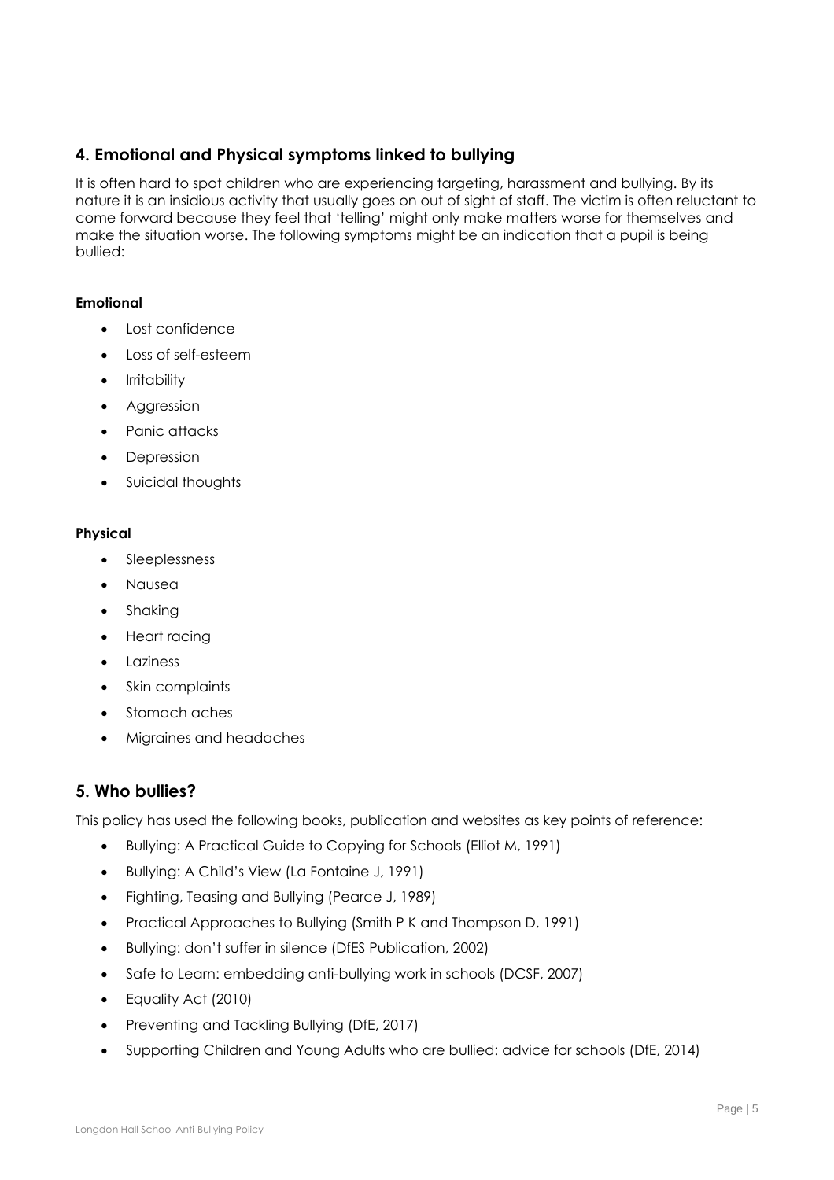## 4. Emotional and Physical symptoms linked to bullying

It is often hard to spot children who are experiencing targeting, harassment and bullying. By its nature it is an insidious activity that usually goes on out of sight of staff. The victim is often reluctant to come forward because they feel that 'telling' might only make matters worse for themselves and make the situation worse. The following symptoms might be an indication that a pupil is being bullied:

**Emotional**

- Lost confidence
- Loss of self-esteem
- Irritability
- Aggression
- Panic attacks
- Depression
- Suicidal thoughts

**Physical**

- Sleeplessness
- Nausea
- Shaking
- Heart racing
- Laziness
- Skin complaints
- Stomach aches
- Migraines and headaches

## 5. Who bullies?

This policy has used the following books, publication and websites as key points of reference:

- Bullying: A Practical Guide to Copying for Schools (Elliot M, 1991)
- Bullying: A Child's View (La Fontaine J, 1991)
- Fighting, Teasing and Bullying (Pearce J, 1989)
- Practical Approaches to Bullying (Smith P K and Thompson D, 1991)
- Bullying: don't suffer in silence (DfES Publication, 2002)
- Safe to Learn: embedding anti-bullying work in schools (DCSF, 2007)
- Equality Act (2010)
- Preventing and Tackling Bullying (DfE, 2017)
- Supporting Children and Young Adults who are bullied: advice for schools (DfE, 2014)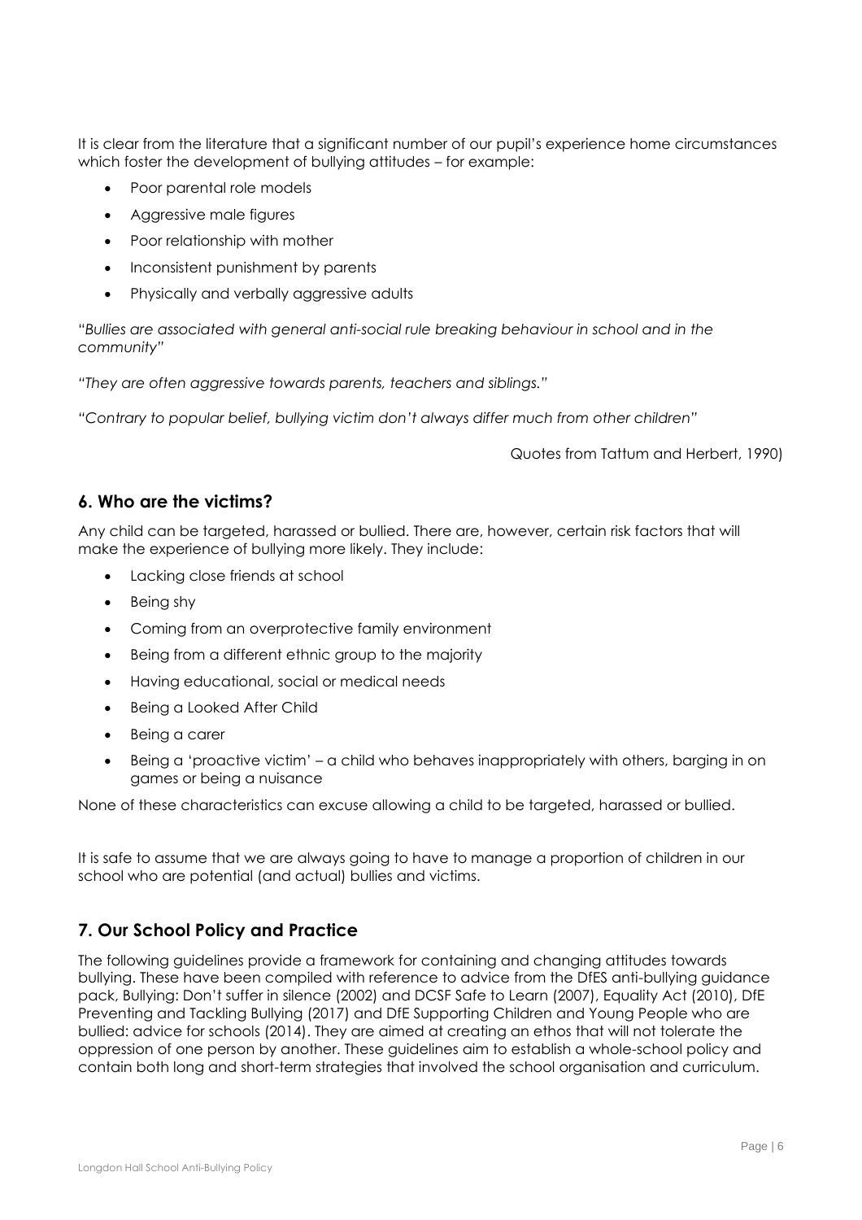It is clear from the literature that a significant number of our pupil's experience home circumstances which foster the development of bullying attitudes – for example:

- Poor parental role models
- Aggressive male figures
- Poor relationship with mother
- Inconsistent punishment by parents
- Physically and verbally aggressive adults

"*Bullies are associated with general anti-social rule breaking behaviour in school and in the community"*

*"They are often aggressive towards parents, teachers and siblings."*

*"Contrary to popular belief, bullying victim don't always differ much from other children"*

Quotes from Tattum and Herbert, 1990)

## 6. Who are the victims?

Any child can be targeted, harassed or bullied. There are, however, certain risk factors that will make the experience of bullying more likely. They include:

- Lacking close friends at school
- Being shy
- Coming from an overprotective family environment
- Being from a different ethnic group to the majority
- Having educational, social or medical needs
- Being a Looked After Child
- Being a carer
- Being a 'proactive victim' – a child who behaves inappropriately with others, barging in on games or being a nuisance

None of these characteristics can excuse allowing a child to be targeted, harassed or bullied.

It is safe to assume that we are always going to have to manage a proportion of children in our school who are potential (and actual) bullies and victims.

## 7. Our School Policy and Practice

The following guidelines provide a framework for containing and changing attitudes towards bullying. These have been compiled with reference to advice from the DfES anti-bullying guidance pack, Bullying: Don't suffer in silence (2002) and DCSF Safe to Learn (2007), Equality Act (2010), DfE Preventing and Tackling Bullying (2017) and DfE Supporting Children and Young People who are bullied: advice for schools (2014). They are aimed at creating an ethos that will not tolerate the oppression of one person by another. These guidelines aim to establish a whole-school policy and contain both long and short-term strategies that involved the school organisation and curriculum.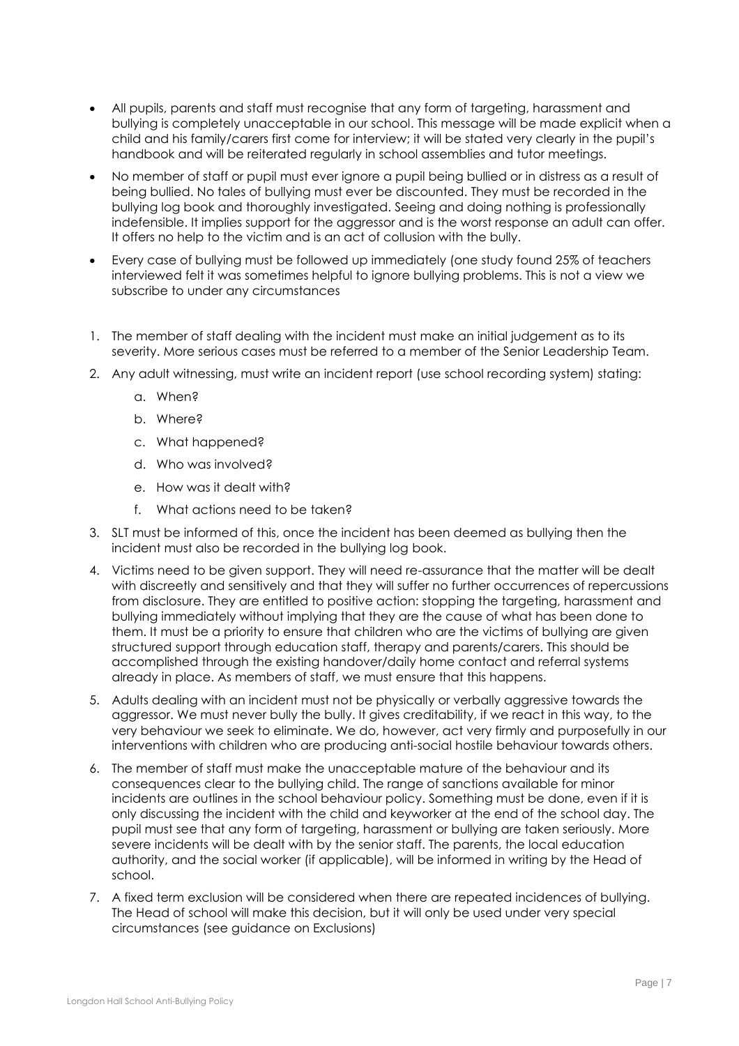- All pupils, parents and staff must recognise that any form of targeting, harassment and bullying is completely unacceptable in our school. This message will be made explicit when a child and his family/carers first come for interview; it will be stated very clearly in the pupil's handbook and will be reiterated regularly in school assemblies and tutor meetings.
- No member of staff or pupil must ever ignore a pupil being bullied or in distress as a result of being bullied. No tales of bullying must ever be discounted. They must be recorded in the bullying log book and thoroughly investigated. Seeing and doing nothing is professionally indefensible. It implies support for the aggressor and is the worst response an adult can offer. It offers no help to the victim and is an act of collusion with the bully.
- Every case of bullying must be followed up immediately (one study found 25% of teachers interviewed felt it was sometimes helpful to ignore bullying problems. This is not a view we subscribe to under any circumstances

1. The member of staff dealing with the incident must make an initial judgement as to its severity. More serious cases must be referred to a member of the Senior Leadership Team.
2. Any adult witnessing, must write an incident report (use school recording system) stating:
   a. When?
   b. Where?
   c. What happened?
   d. Who was involved?
   e. How was it dealt with?
   f. What actions need to be taken?
3. SLT must be informed of this, once the incident has been deemed as bullying then the incident must also be recorded in the bullying log book.
4. Victims need to be given support. They will need re-assurance that the matter will be dealt with discreetly and sensitively and that they will suffer no further occurrences of repercussions from disclosure. They are entitled to positive action: stopping the targeting, harassment and bullying immediately without implying that they are the cause of what has been done to them. It must be a priority to ensure that children who are the victims of bullying are given structured support through education staff, therapy and parents/carers. This should be accomplished through the existing handover/daily home contact and referral systems already in place. As members of staff, we must ensure that this happens.
5. Adults dealing with an incident must not be physically or verbally aggressive towards the aggressor. We must never bully the bully. It gives creditability, if we react in this way, to the very behaviour we seek to eliminate. We do, however, act very firmly and purposefully in our interventions with children who are producing anti-social hostile behaviour towards others.
6. The member of staff must make the unacceptable mature of the behaviour and its consequences clear to the bullying child. The range of sanctions available for minor incidents are outlines in the school behaviour policy. Something must be done, even if it is only discussing the incident with the child and keyworker at the end of the school day. The pupil must see that any form of targeting, harassment or bullying are taken seriously. More severe incidents will be dealt with by the senior staff. The parents, the local education authority, and the social worker (if applicable), will be informed in writing by the Head of school.
7. A fixed term exclusion will be considered when there are repeated incidences of bullying. The Head of school will make this decision, but it will only be used under very special circumstances (see guidance on Exclusions)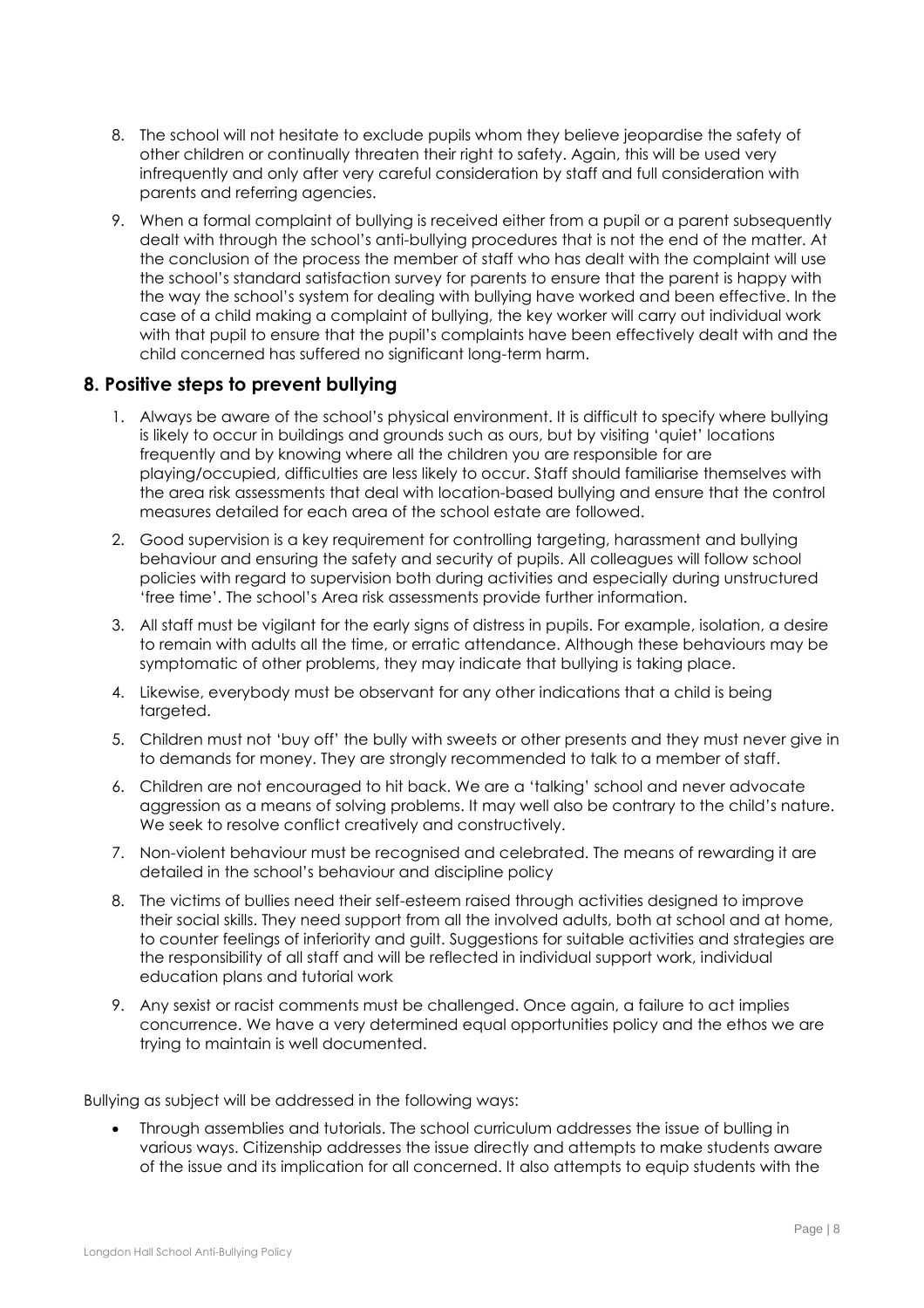8. The school will not hesitate to exclude pupils whom they believe jeopardise the safety of other children or continually threaten their right to safety. Again, this will be used very infrequently and only after very careful consideration by staff and full consideration with parents and referring agencies.

9. When a formal complaint of bullying is received either from a pupil or a parent subsequently dealt with through the school's anti-bullying procedures that is not the end of the matter. At the conclusion of the process the member of staff who has dealt with the complaint will use the school's standard satisfaction survey for parents to ensure that the parent is happy with the way the school's system for dealing with bullying have worked and been effective. In the case of a child making a complaint of bullying, the key worker will carry out individual work with that pupil to ensure that the pupil's complaints have been effectively dealt with and the child concerned has suffered no significant long-term harm.

## 8. Positive steps to prevent bullying

1. Always be aware of the school's physical environment. It is difficult to specify where bullying is likely to occur in buildings and grounds such as ours, but by visiting 'quiet' locations frequently and by knowing where all the children you are responsible for are playing/occupied, difficulties are less likely to occur. Staff should familiarise themselves with the area risk assessments that deal with location-based bullying and ensure that the control measures detailed for each area of the school estate are followed.

2. Good supervision is a key requirement for controlling targeting, harassment and bullying behaviour and ensuring the safety and security of pupils. All colleagues will follow school policies with regard to supervision both during activities and especially during unstructured 'free time'. The school's Area risk assessments provide further information.

3. All staff must be vigilant for the early signs of distress in pupils. For example, isolation, a desire to remain with adults all the time, or erratic attendance. Although these behaviours may be symptomatic of other problems, they may indicate that bullying is taking place.

4. Likewise, everybody must be observant for any other indications that a child is being targeted.

5. Children must not 'buy off' the bully with sweets or other presents and they must never give in to demands for money. They are strongly recommended to talk to a member of staff.

6. Children are not encouraged to hit back. We are a 'talking' school and never advocate aggression as a means of solving problems. It may well also be contrary to the child's nature. We seek to resolve conflict creatively and constructively.

7. Non-violent behaviour must be recognised and celebrated. The means of rewarding it are detailed in the school's behaviour and discipline policy

8. The victims of bullies need their self-esteem raised through activities designed to improve their social skills. They need support from all the involved adults, both at school and at home, to counter feelings of inferiority and guilt. Suggestions for suitable activities and strategies are the responsibility of all staff and will be reflected in individual support work, individual education plans and tutorial work

9. Any sexist or racist comments must be challenged. Once again, a failure to act implies concurrence. We have a very determined equal opportunities policy and the ethos we are trying to maintain is well documented.

Bullying as subject will be addressed in the following ways:

- Through assemblies and tutorials. The school curriculum addresses the issue of bulling in various ways. Citizenship addresses the issue directly and attempts to make students aware of the issue and its implication for all concerned. It also attempts to equip students with the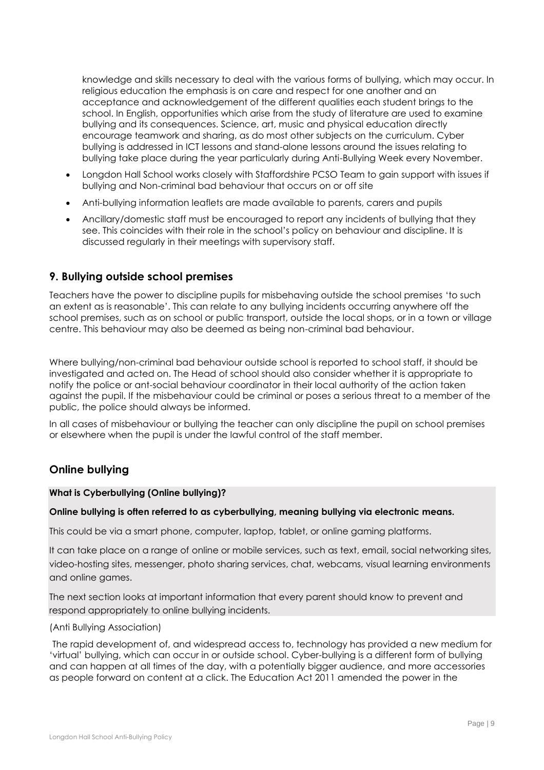knowledge and skills necessary to deal with the various forms of bullying, which may occur. In religious education the emphasis is on care and respect for one another and an acceptance and acknowledgement of the different qualities each student brings to the school. In English, opportunities which arise from the study of literature are used to examine bullying and its consequences. Science, art, music and physical education directly encourage teamwork and sharing, as do most other subjects on the curriculum. Cyber bullying is addressed in ICT lessons and stand-alone lessons around the issues relating to bullying take place during the year particularly during Anti-Bullying Week every November.

- Longdon Hall School works closely with Staffordshire PCSO Team to gain support with issues if bullying and Non-criminal bad behaviour that occurs on or off site
- Anti-bullying information leaflets are made available to parents, carers and pupils
- Ancillary/domestic staff must be encouraged to report any incidents of bullying that they see. This coincides with their role in the school's policy on behaviour and discipline. It is discussed regularly in their meetings with supervisory staff.

## 9. Bullying outside school premises

Teachers have the power to discipline pupils for misbehaving outside the school premises 'to such an extent as is reasonable'. This can relate to any bullying incidents occurring anywhere off the school premises, such as on school or public transport, outside the local shops, or in a town or village centre. This behaviour may also be deemed as being non-criminal bad behaviour.

Where bullying/non-criminal bad behaviour outside school is reported to school staff, it should be investigated and acted on. The Head of school should also consider whether it is appropriate to notify the police or ant-social behaviour coordinator in their local authority of the action taken against the pupil. If the misbehaviour could be criminal or poses a serious threat to a member of the public, the police should always be informed.

In all cases of misbehaviour or bullying the teacher can only discipline the pupil on school premises or elsewhere when the pupil is under the lawful control of the staff member.

## Online bullying

**What is Cyberbullying (Online bullying)?**

**Online bullying is often referred to as cyberbullying, meaning bullying via electronic means.**

This could be via a smart phone, computer, laptop, tablet, or online gaming platforms.

It can take place on a range of online or mobile services, such as text, email, social networking sites, video-hosting sites, messenger, photo sharing services, chat, webcams, visual learning environments and online games.

The next section looks at important information that every parent should know to prevent and respond appropriately to online bullying incidents.

(Anti Bullying Association)

The rapid development of, and widespread access to, technology has provided a new medium for 'virtual' bullying, which can occur in or outside school. Cyber-bullying is a different form of bullying and can happen at all times of the day, with a potentially bigger audience, and more accessories as people forward on content at a click. The Education Act 2011 amended the power in the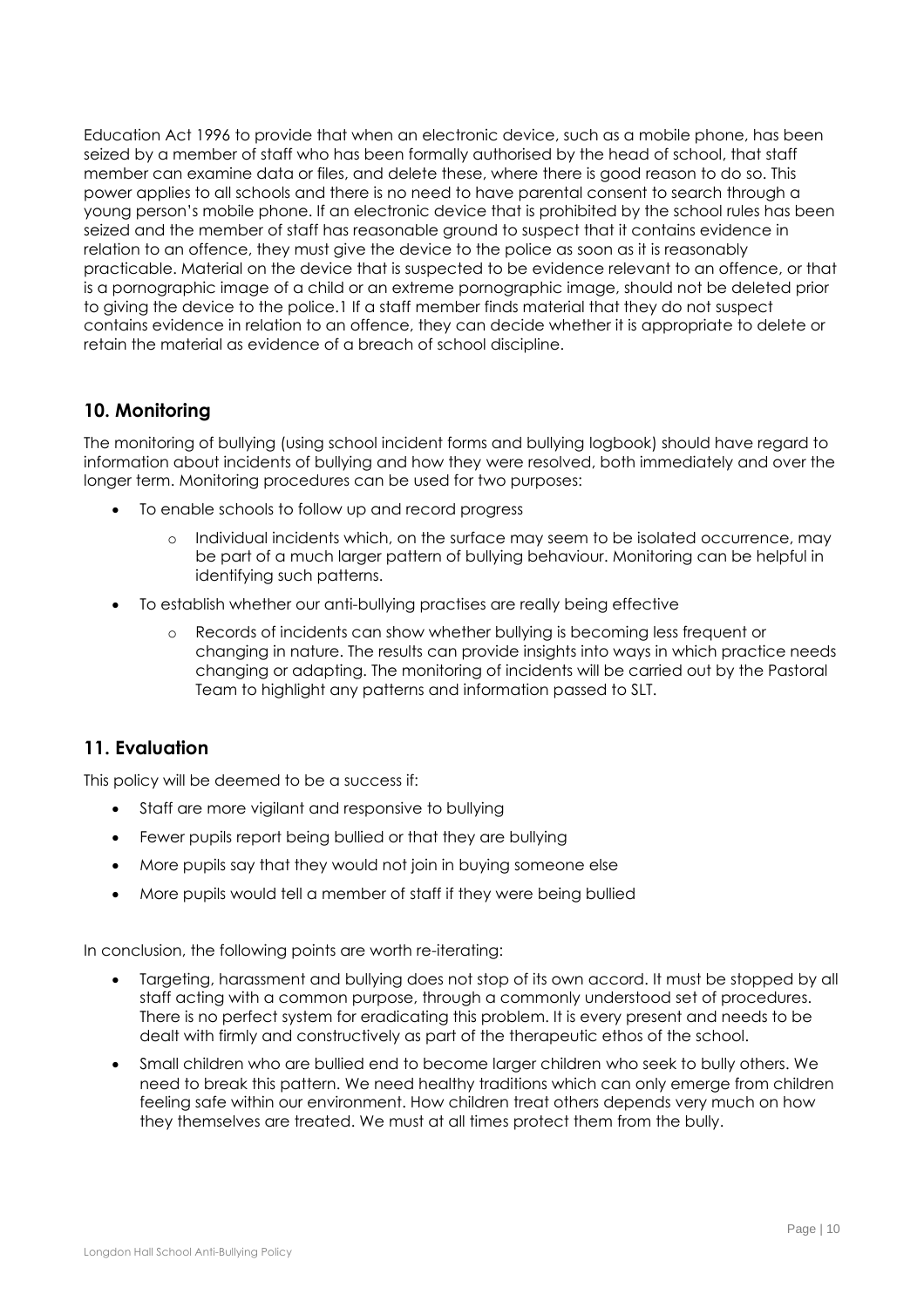Education Act 1996 to provide that when an electronic device, such as a mobile phone, has been seized by a member of staff who has been formally authorised by the head of school, that staff member can examine data or files, and delete these, where there is good reason to do so. This power applies to all schools and there is no need to have parental consent to search through a young person's mobile phone. If an electronic device that is prohibited by the school rules has been seized and the member of staff has reasonable ground to suspect that it contains evidence in relation to an offence, they must give the device to the police as soon as it is reasonably practicable. Material on the device that is suspected to be evidence relevant to an offence, or that is a pornographic image of a child or an extreme pornographic image, should not be deleted prior to giving the device to the police.1 If a staff member finds material that they do not suspect contains evidence in relation to an offence, they can decide whether it is appropriate to delete or retain the material as evidence of a breach of school discipline.

## 10. Monitoring

The monitoring of bullying (using school incident forms and bullying logbook) should have regard to information about incidents of bullying and how they were resolved, both immediately and over the longer term. Monitoring procedures can be used for two purposes:

- To enable schools to follow up and record progress
  - Individual incidents which, on the surface may seem to be isolated occurrence, may be part of a much larger pattern of bullying behaviour. Monitoring can be helpful in identifying such patterns.
- To establish whether our anti-bullying practises are really being effective
  - Records of incidents can show whether bullying is becoming less frequent or changing in nature. The results can provide insights into ways in which practice needs changing or adapting. The monitoring of incidents will be carried out by the Pastoral Team to highlight any patterns and information passed to SLT.

## 11. Evaluation

This policy will be deemed to be a success if:

- Staff are more vigilant and responsive to bullying
- Fewer pupils report being bullied or that they are bullying
- More pupils say that they would not join in buying someone else
- More pupils would tell a member of staff if they were being bullied

In conclusion, the following points are worth re-iterating:

- Targeting, harassment and bullying does not stop of its own accord. It must be stopped by all staff acting with a common purpose, through a commonly understood set of procedures. There is no perfect system for eradicating this problem. It is every present and needs to be dealt with firmly and constructively as part of the therapeutic ethos of the school.
- Small children who are bullied end to become larger children who seek to bully others. We need to break this pattern. We need healthy traditions which can only emerge from children feeling safe within our environment. How children treat others depends very much on how they themselves are treated. We must at all times protect them from the bully.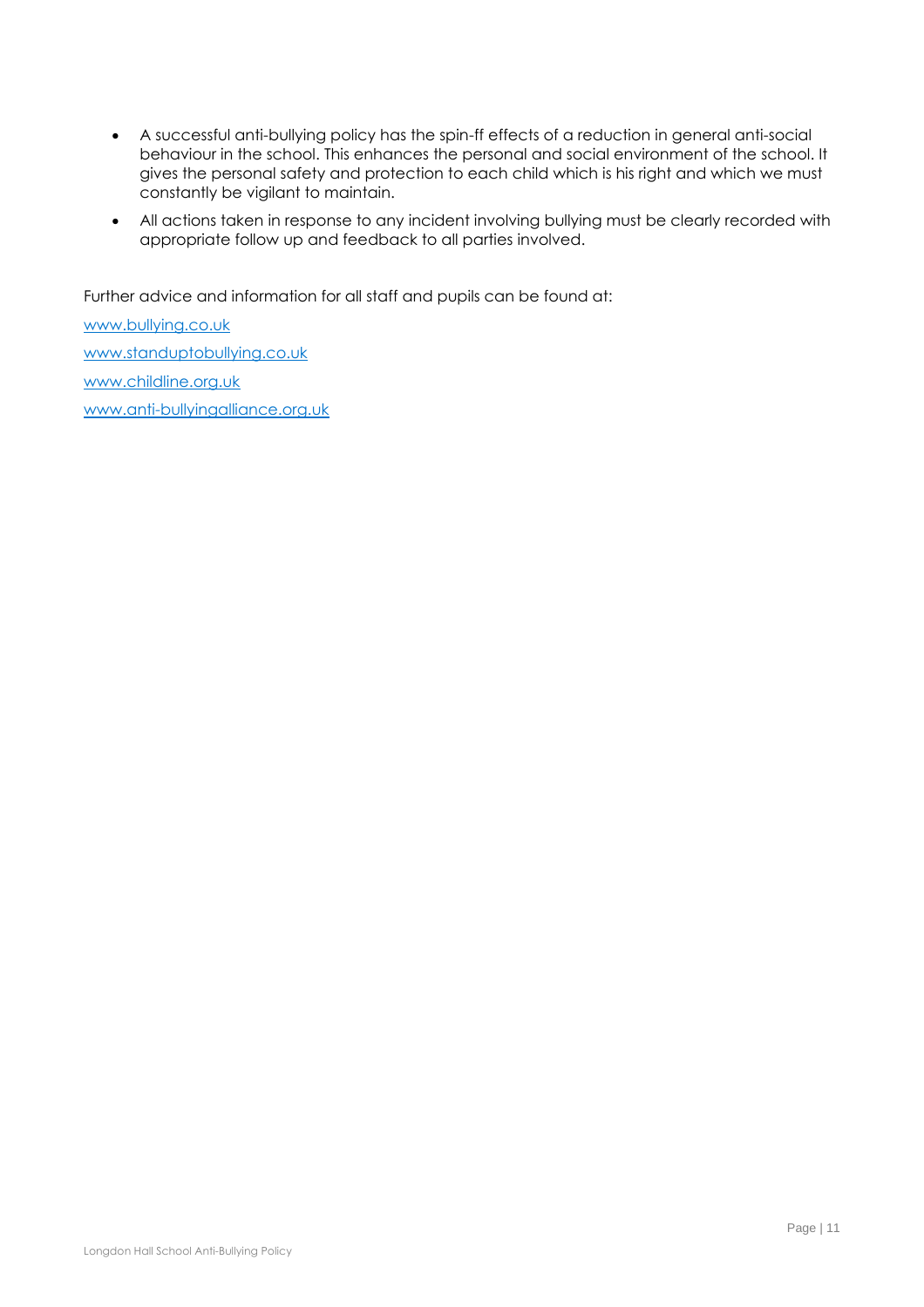- A successful anti-bullying policy has the spin-ff effects of a reduction in general anti-social behaviour in the school. This enhances the personal and social environment of the school. It gives the personal safety and protection to each child which is his right and which we must constantly be vigilant to maintain.
- All actions taken in response to any incident involving bullying must be clearly recorded with appropriate follow up and feedback to all parties involved.

Further advice and information for all staff and pupils can be found at:

[www.bullying.co.uk](http://www.bullying.co.uk)

[www.standuptobullying.co.uk](http://www.standuptobullying.co.uk)

[www.childline.org.uk](http://www.childline.org.uk)

[www.anti-bullyingalliance.org.uk](http://www.anti-bullyingalliance.org.uk)